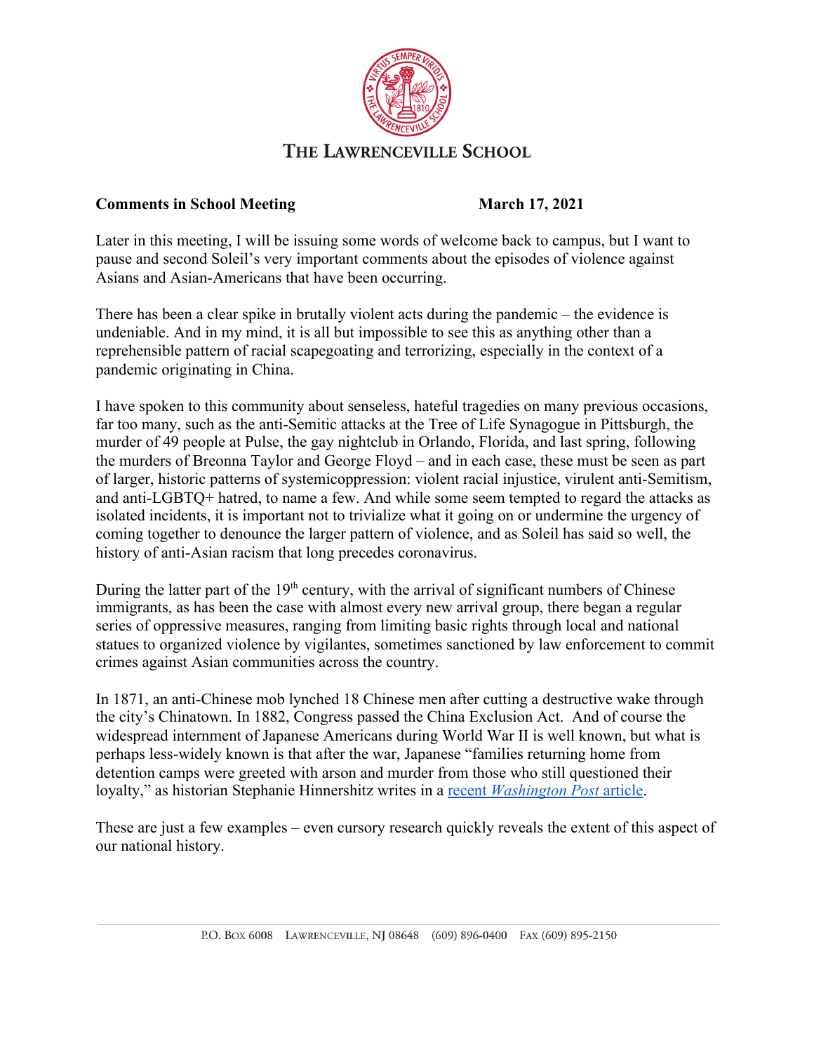# THE LAWRENCEVILLE SCHOOL

**Comments in School Meeting** **March 17, 2021**

Later in this meeting, I will be issuing some words of welcome back to campus, but I want to pause and second Soleil's very important comments about the episodes of violence against Asians and Asian-Americans that have been occurring.

There has been a clear spike in brutally violent acts during the pandemic – the evidence is undeniable. And in my mind, it is all but impossible to see this as anything other than a reprehensible pattern of racial scapegoating and terrorizing, especially in the context of a pandemic originating in China.

I have spoken to this community about senseless, hateful tragedies on many previous occasions, far too many, such as the anti-Semitic attacks at the Tree of Life Synagogue in Pittsburgh, the murder of 49 people at Pulse, the gay nightclub in Orlando, Florida, and last spring, following the murders of Breonna Taylor and George Floyd – and in each case, these must be seen as part of larger, historic patterns of systemicoppression: violent racial injustice, virulent anti-Semitism, and anti-LGBTQ+ hatred, to name a few. And while some seem tempted to regard the attacks as isolated incidents, it is important not to trivialize what it going on or undermine the urgency of coming together to denounce the larger pattern of violence, and as Soleil has said so well, the history of anti-Asian racism that long precedes coronavirus.

During the latter part of the 19th century, with the arrival of significant numbers of Chinese immigrants, as has been the case with almost every new arrival group, there began a regular series of oppressive measures, ranging from limiting basic rights through local and national statues to organized violence by vigilantes, sometimes sanctioned by law enforcement to commit crimes against Asian communities across the country.

In 1871, an anti-Chinese mob lynched 18 Chinese men after cutting a destructive wake through the city's Chinatown. In 1882, Congress passed the China Exclusion Act. And of course the widespread internment of Japanese Americans during World War II is well known, but what is perhaps less-widely known is that after the war, Japanese "families returning home from detention camps were greeted with arson and murder from those who still questioned their loyalty," as historian Stephanie Hinnershitz writes in a recent *Washington Post* article.

These are just a few examples – even cursory research quickly reveals the extent of this aspect of our national history.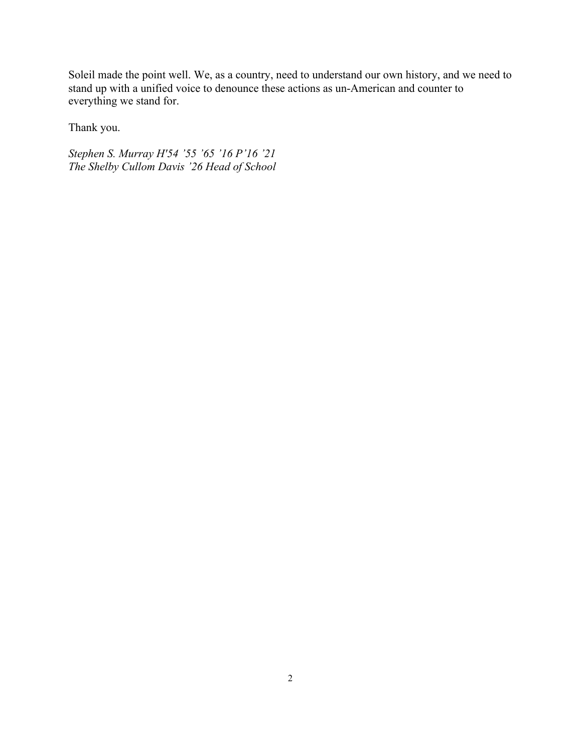Soleil made the point well. We, as a country, need to understand our own history, and we need to stand up with a unified voice to denounce these actions as un-American and counter to everything we stand for.

Thank you.

*Stephen S. Murray H'54 '55 '65 '16 P'16 '21*
*The Shelby Cullom Davis '26 Head of School*